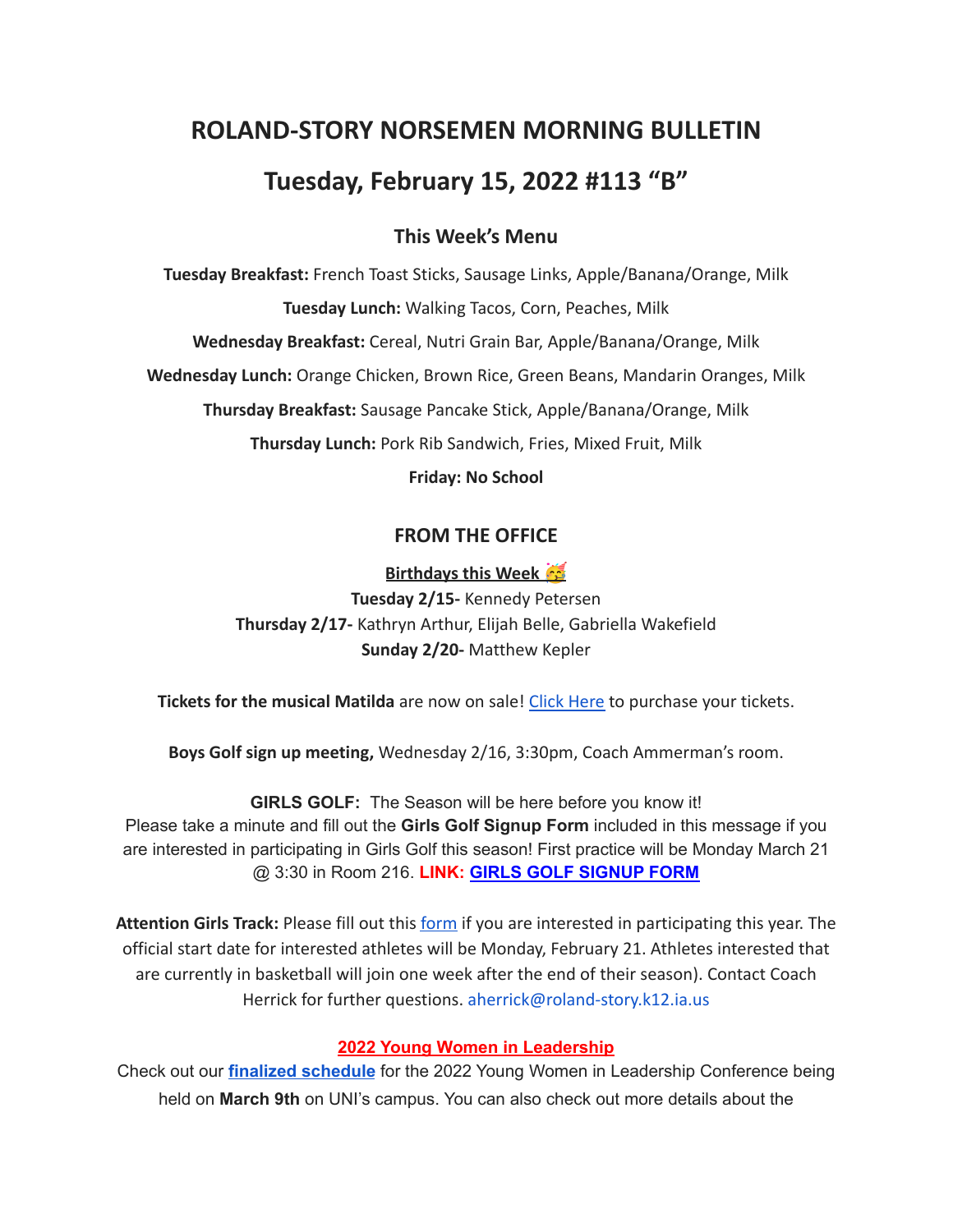# ROLAND-STORY NORSEMEN MORNING BULLETIN

# Tuesday, February 15, 2022 #113 "B"

## This Week's Menu

**Tuesday Breakfast:** French Toast Sticks, Sausage Links, Apple/Banana/Orange, Milk

**Tuesday Lunch:** Walking Tacos, Corn, Peaches, Milk

**Wednesday Breakfast:** Cereal, Nutri Grain Bar, Apple/Banana/Orange, Milk

**Wednesday Lunch:** Orange Chicken, Brown Rice, Green Beans, Mandarin Oranges, Milk

**Thursday Breakfast:** Sausage Pancake Stick, Apple/Banana/Orange, Milk

**Thursday Lunch:** Pork Rib Sandwich, Fries, Mixed Fruit, Milk

**Friday: No School**

## FROM THE OFFICE

**Birthdays this Week** 🥳

**Tuesday 2/15-** Kennedy Petersen

**Thursday 2/17-** Kathryn Arthur, Elijah Belle, Gabriella Wakefield

**Sunday 2/20-** Matthew Kepler

**Tickets for the musical Matilda** are now on sale! Click Here to purchase your tickets.

**Boys Golf sign up meeting,** Wednesday 2/16, 3:30pm, Coach Ammerman's room.

**GIRLS GOLF:** The Season will be here before you know it! Please take a minute and fill out the **Girls Golf Signup Form** included in this message if you are interested in participating in Girls Golf this season! First practice will be Monday March 21 @ 3:30 in Room 216. **LINK: GIRLS GOLF SIGNUP FORM**

**Attention Girls Track:** Please fill out this form if you are interested in participating this year. The official start date for interested athletes will be Monday, February 21. Athletes interested that are currently in basketball will join one week after the end of their season). Contact Coach Herrick for further questions. aherrick@roland-story.k12.ia.us

**2022 Young Women in Leadership**

Check out our **finalized schedule** for the 2022 Young Women in Leadership Conference being held on **March 9th** on UNI's campus. You can also check out more details about the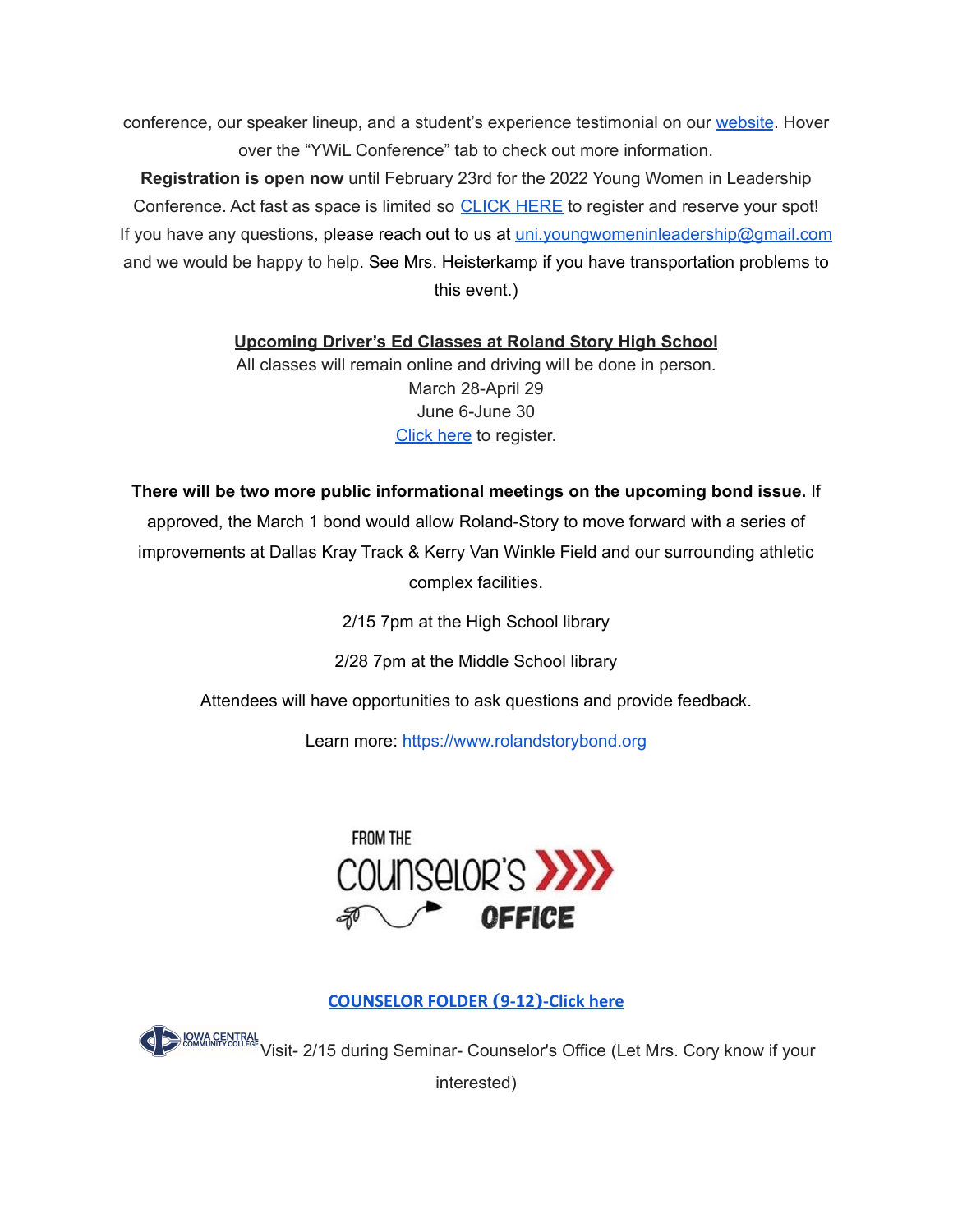conference, our speaker lineup, and a student's experience testimonial on our website. Hover over the "YWiL Conference" tab to check out more information.

**Registration is open now** until February 23rd for the 2022 Young Women in Leadership Conference. Act fast as space is limited so CLICK HERE to register and reserve your spot! If you have any questions, please reach out to us at uni.youngwomeninleadership@gmail.com and we would be happy to help. See Mrs. Heisterkamp if you have transportation problems to this event.)

**Upcoming Driver's Ed Classes at Roland Story High School**

All classes will remain online and driving will be done in person.

March 28-April 29

June 6-June 30

Click here to register.

**There will be two more public informational meetings on the upcoming bond issue.** If approved, the March 1 bond would allow Roland-Story to move forward with a series of improvements at Dallas Kray Track & Kerry Van Winkle Field and our surrounding athletic complex facilities.

2/15 7pm at the High School library

2/28 7pm at the Middle School library

Attendees will have opportunities to ask questions and provide feedback.

Learn more: https://www.rolandstorybond.org

FROM THE COUNSELOR'S OFFICE

**COUNSELOR FOLDER (9-12)-Click here**

IOWA CENTRAL COMMUNITY COLLEGE Visit- 2/15 during Seminar- Counselor's Office (Let Mrs. Cory know if your interested)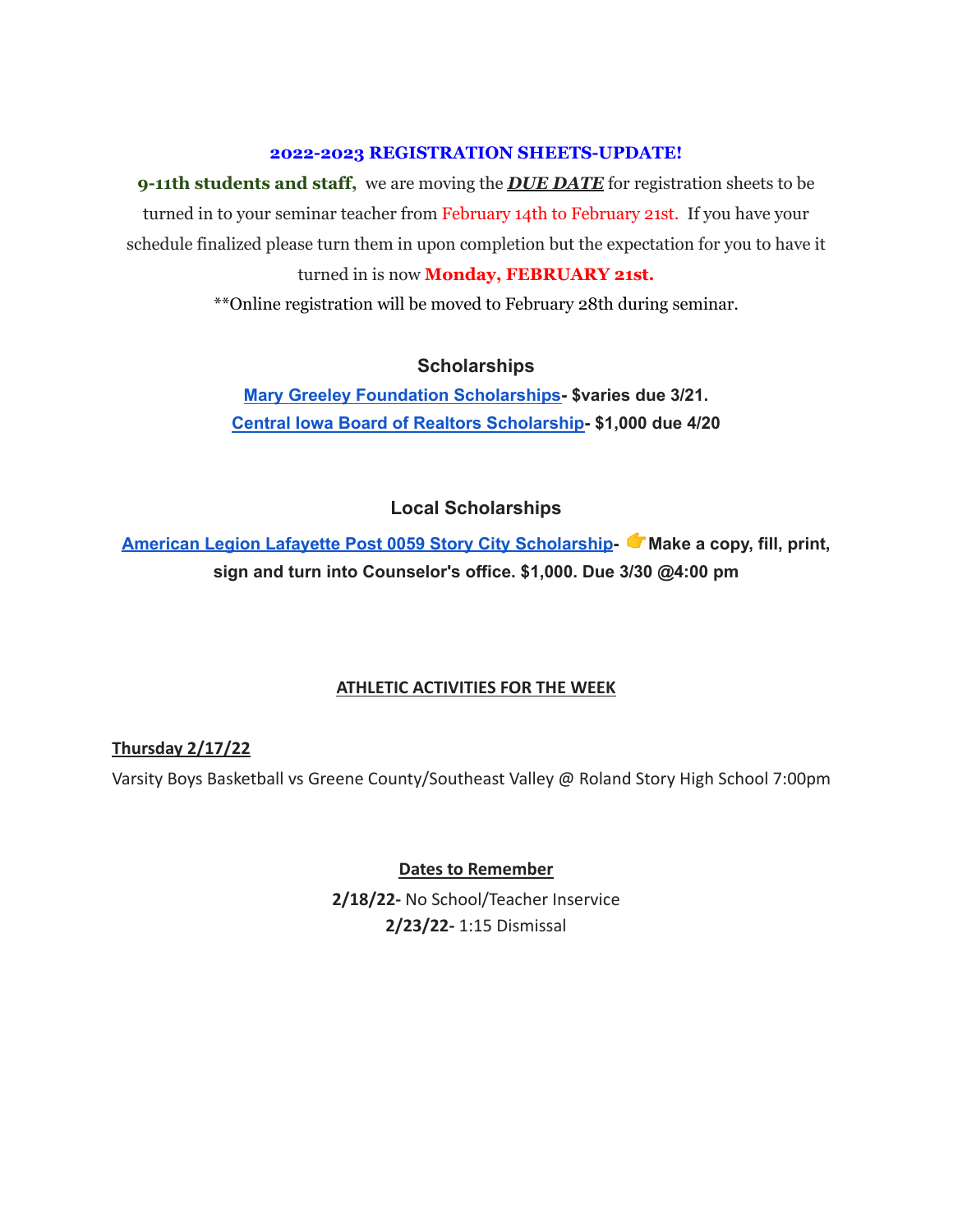**2022-2023 REGISTRATION SHEETS-UPDATE!**

**9-11th students and staff,** we are moving the ***DUE DATE*** for registration sheets to be turned in to your seminar teacher from February 14th to February 21st. If you have your schedule finalized please turn them in upon completion but the expectation for you to have it turned in is now **Monday, FEBRUARY 21st.**

**Online registration will be moved to February 28th during seminar.

## Scholarships

**Mary Greeley Foundation Scholarships- $varies due 3/21.**

**Central Iowa Board of Realtors Scholarship- $1,000 due 4/20**

## Local Scholarships

**American Legion Lafayette Post 0059 Story City Scholarship- 👉Make a copy, fill, print, sign and turn into Counselor's office. $1,000. Due 3/30 @4:00 pm**

## ATHLETIC ACTIVITIES FOR THE WEEK

**Thursday 2/17/22**

Varsity Boys Basketball vs Greene County/Southeast Valley @ Roland Story High School 7:00pm

## Dates to Remember

**2/18/22-** No School/Teacher Inservice

**2/23/22-** 1:15 Dismissal